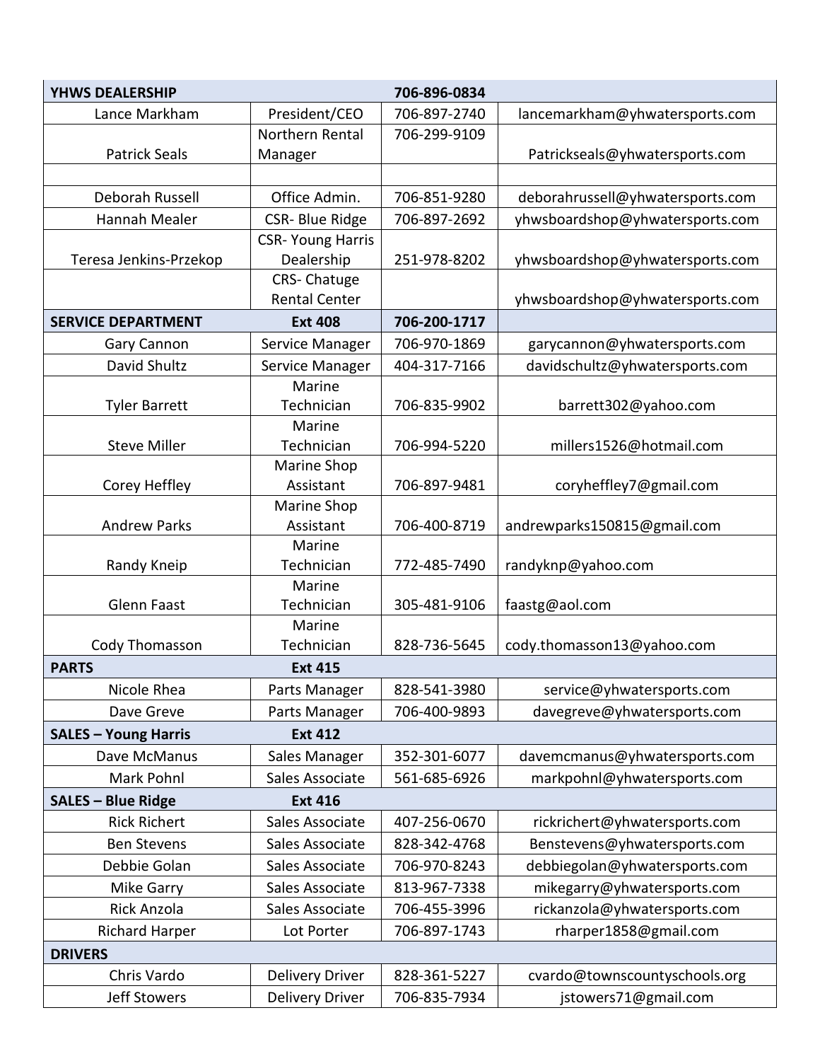| YHWS DEALERSHIP | | 706-896-0834 | |
|---|---|---|---|
| Lance Markham | President/CEO | 706-897-2740 | lancemarkham@yhwatersports.com |
| Patrick Seals | Northern Rental Manager | 706-299-9109 | Patrickseals@yhwatersports.com |
| | | | |
| Deborah Russell | Office Admin. | 706-851-9280 | deborahrussell@yhwatersports.com |
| Hannah Mealer | CSR- Blue Ridge | 706-897-2692 | yhwsboardshop@yhwatersports.com |
| Teresa Jenkins-Przekop | CSR- Young Harris Dealership | 251-978-8202 | yhwsboardshop@yhwatersports.com |
| | CRS- Chatuge Rental Center | | yhwsboardshop@yhwatersports.com |
| **SERVICE DEPARTMENT** | **Ext 408** | **706-200-1717** | |
| Gary Cannon | Service Manager | 706-970-1869 | garycannon@yhwatersports.com |
| David Shultz | Service Manager | 404-317-7166 | davidschultz@yhwatersports.com |
| Tyler Barrett | Marine Technician | 706-835-9902 | barrett302@yahoo.com |
| Steve Miller | Marine Technician | 706-994-5220 | millers1526@hotmail.com |
| Corey Heffley | Marine Shop Assistant | 706-897-9481 | coryheffley7@gmail.com |
| Andrew Parks | Marine Shop Assistant | 706-400-8719 | andrewparks150815@gmail.com |
| Randy Kneip | Marine Technician | 772-485-7490 | randyknp@yahoo.com |
| Glenn Faast | Marine Technician | 305-481-9106 | faastg@aol.com |
| Cody Thomasson | Marine Technician | 828-736-5645 | cody.thomasson13@yahoo.com |
| **PARTS** | **Ext 415** | | |
| Nicole Rhea | Parts Manager | 828-541-3980 | service@yhwatersports.com |
| Dave Greve | Parts Manager | 706-400-9893 | davegreve@yhwatersports.com |
| **SALES – Young Harris** | **Ext 412** | | |
| Dave McManus | Sales Manager | 352-301-6077 | davemcmanus@yhwatersports.com |
| Mark Pohnl | Sales Associate | 561-685-6926 | markpohnl@yhwatersports.com |
| **SALES – Blue Ridge** | **Ext 416** | | |
| Rick Richert | Sales Associate | 407-256-0670 | rickrichert@yhwatersports.com |
| Ben Stevens | Sales Associate | 828-342-4768 | Benstevens@yhwatersports.com |
| Debbie Golan | Sales Associate | 706-970-8243 | debbiegolan@yhwatersports.com |
| Mike Garry | Sales Associate | 813-967-7338 | mikegarry@yhwatersports.com |
| Rick Anzola | Sales Associate | 706-455-3996 | rickanzola@yhwatersports.com |
| Richard Harper | Lot Porter | 706-897-1743 | rharper1858@gmail.com |
| **DRIVERS** | | | |
| Chris Vardo | Delivery Driver | 828-361-5227 | cvardo@townscountyschools.org |
| Jeff Stowers | Delivery Driver | 706-835-7934 | jstowers71@gmail.com |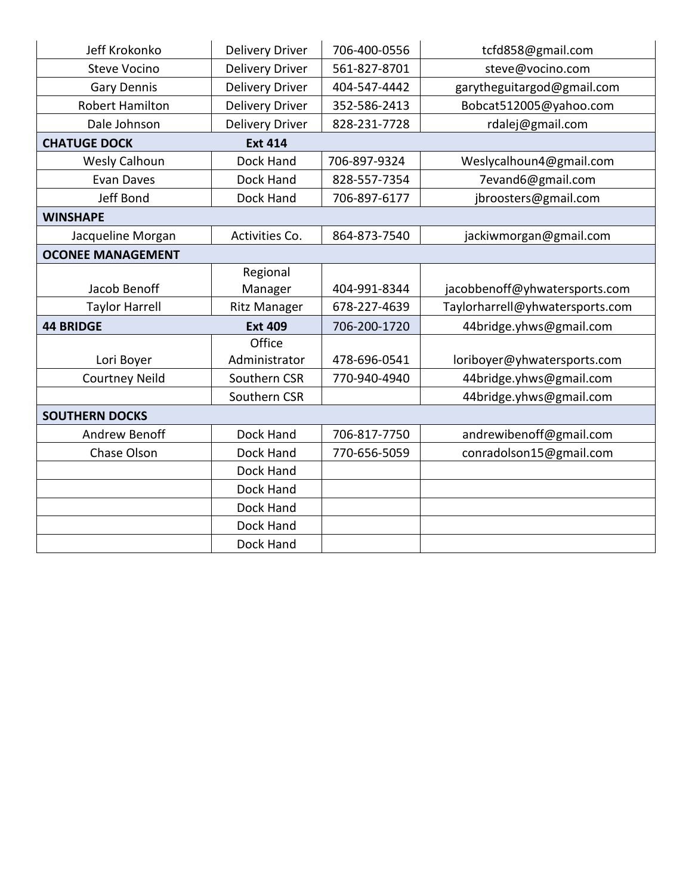| | | | |
|---|---|---|---|
| Jeff Krokonko | Delivery Driver | 706-400-0556 | tcfd858@gmail.com |
| Steve Vocino | Delivery Driver | 561-827-8701 | steve@vocino.com |
| Gary Dennis | Delivery Driver | 404-547-4442 | garytheguitargod@gmail.com |
| Robert Hamilton | Delivery Driver | 352-586-2413 | Bobcat512005@yahoo.com |
| Dale Johnson | Delivery Driver | 828-231-7728 | rdalej@gmail.com |
| **CHATUGE DOCK** | **Ext 414** | | |
| Wesly Calhoun | Dock Hand | 706-897-9324 | Weslycalhoun4@gmail.com |
| Evan Daves | Dock Hand | 828-557-7354 | 7evand6@gmail.com |
| Jeff Bond | Dock Hand | 706-897-6177 | jbroosters@gmail.com |
| **WINSHAPE** | | | |
| Jacqueline Morgan | Activities Co. | 864-873-7540 | jackiwmorgan@gmail.com |
| **OCONEE MANAGEMENT** | | | |
| Jacob Benoff | Regional Manager | 404-991-8344 | jacobbenoff@yhwatersports.com |
| Taylor Harrell | Ritz Manager | 678-227-4639 | Taylorharrell@yhwatersports.com |
| **44 BRIDGE** | **Ext 409** | 706-200-1720 | 44bridge.yhws@gmail.com |
| Lori Boyer | Office Administrator | 478-696-0541 | loriboyer@yhwatersports.com |
| Courtney Neild | Southern CSR | 770-940-4940 | 44bridge.yhws@gmail.com |
| | Southern CSR | | 44bridge.yhws@gmail.com |
| **SOUTHERN DOCKS** | | | |
| Andrew Benoff | Dock Hand | 706-817-7750 | andrewibenoff@gmail.com |
| Chase Olson | Dock Hand | 770-656-5059 | conradolson15@gmail.com |
| | Dock Hand | | |
| | Dock Hand | | |
| | Dock Hand | | |
| | Dock Hand | | |
| | Dock Hand | | |